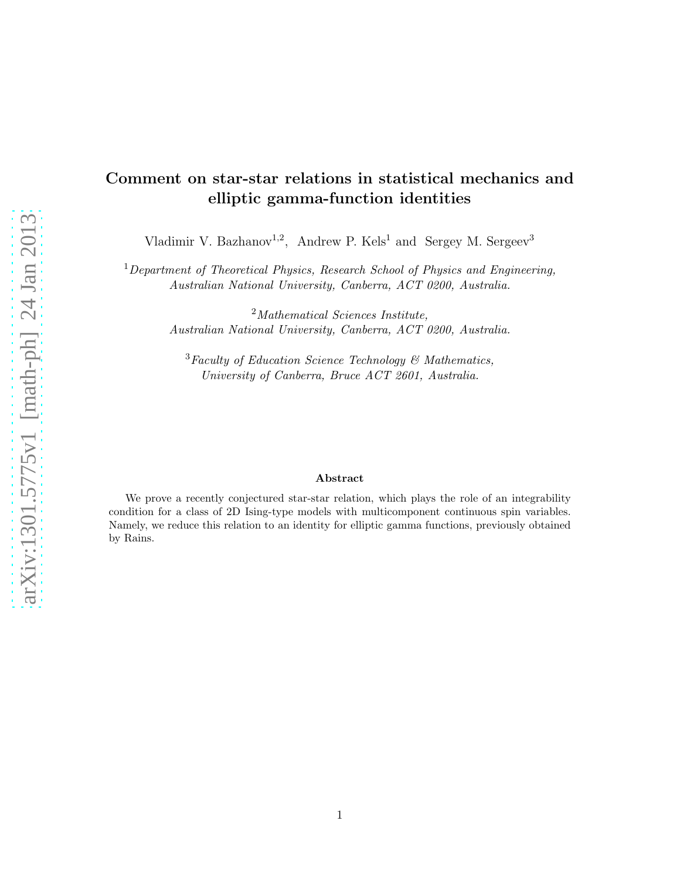# Comment on star-star relations in statistical mechanics and elliptic gamma-function identities

Vladimir V. Bazhanov[1,2], Andrew P. Kels[1] and Sergey M. Sergeev[3]

[1] *Department of Theoretical Physics, Research School of Physics and Engineering, Australian National University, Canberra, ACT 0200, Australia.*

[2] *Mathematical Sciences Institute, Australian National University, Canberra, ACT 0200, Australia.*

[3] *Faculty of Education Science Technology & Mathematics, University of Canberra, Bruce ACT 2601, Australia.*

### Abstract

We prove a recently conjectured star-star relation, which plays the role of an integrability condition for a class of 2D Ising-type models with multicomponent continuous spin variables. Namely, we reduce this relation to an identity for elliptic gamma functions, previously obtained by Rains.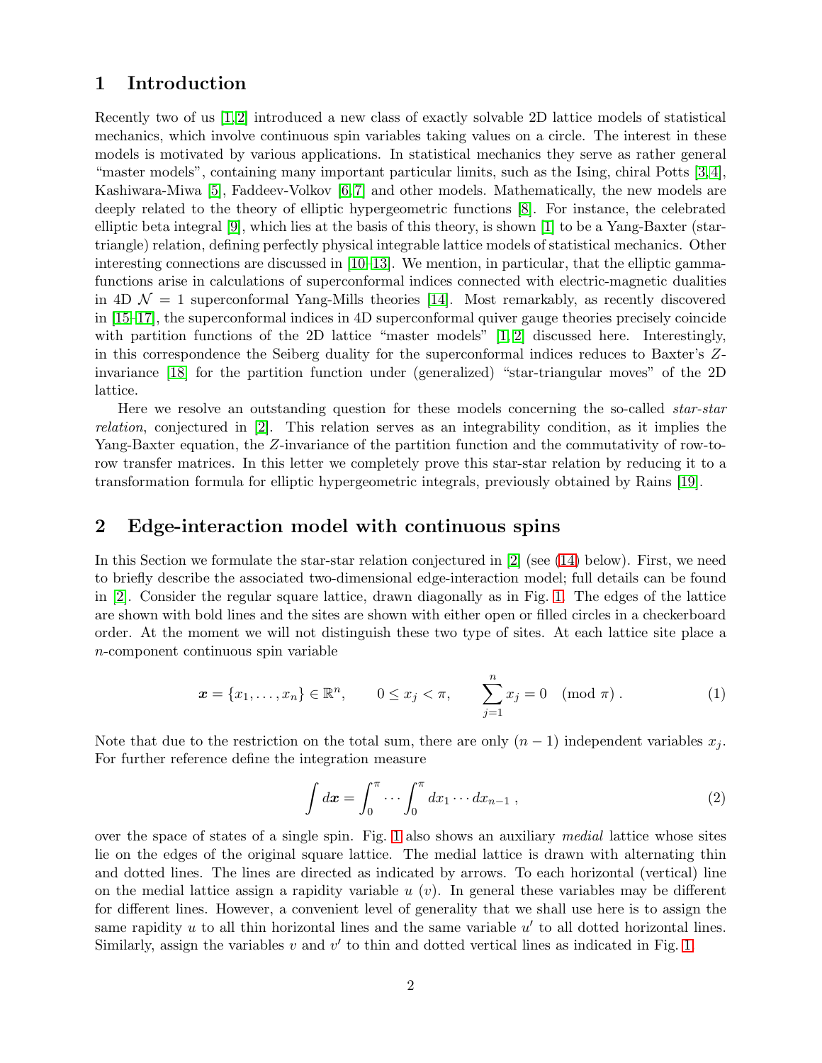## 1 Introduction

Recently two of us [1,2] introduced a new class of exactly solvable 2D lattice models of statistical mechanics, which involve continuous spin variables taking values on a circle. The interest in these models is motivated by various applications. In statistical mechanics they serve as rather general "master models", containing many important particular limits, such as the Ising, chiral Potts [3,4], Kashiwara-Miwa [5], Faddeev-Volkov [6,7] and other models. Mathematically, the new models are deeply related to the theory of elliptic hypergeometric functions [8]. For instance, the celebrated elliptic beta integral [9], which lies at the basis of this theory, is shown [1] to be a Yang-Baxter (star-triangle) relation, defining perfectly physical integrable lattice models of statistical mechanics. Other interesting connections are discussed in [10–13]. We mention, in particular, that the elliptic gamma-functions arise in calculations of superconformal indices connected with electric-magnetic dualities in 4D $\mathcal{N}=1$ superconformal Yang-Mills theories [14]. Most remarkably, as recently discovered in [15–17], the superconformal indices in 4D superconformal quiver gauge theories precisely coincide with partition functions of the 2D lattice "master models" [1,2] discussed here. Interestingly, in this correspondence the Seiberg duality for the superconformal indices reduces to Baxter's $Z$-invariance [18] for the partition function under (generalized) "star-triangular moves" of the 2D lattice.

Here we resolve an outstanding question for these models concerning the so-called *star-star relation*, conjectured in [2]. This relation serves as an integrability condition, as it implies the Yang-Baxter equation, the $Z$-invariance of the partition function and the commutativity of row-to-row transfer matrices. In this letter we completely prove this star-star relation by reducing it to a transformation formula for elliptic hypergeometric integrals, previously obtained by Rains [19].

## 2 Edge-interaction model with continuous spins

In this Section we formulate the star-star relation conjectured in [2] (see (14) below). First, we need to briefly describe the associated two-dimensional edge-interaction model; full details can be found in [2]. Consider the regular square lattice, drawn diagonally as in Fig. 1. The edges of the lattice are shown with bold lines and the sites are shown with either open or filled circles in a checkerboard order. At the moment we will not distinguish these two type of sites. At each lattice site place a $n$-component continuous spin variable

$$\boldsymbol{x}=\{x_1,\ldots,x_n\}\in\mathbb{R}^n,\qquad 0\le x_j<\pi,\qquad \sum_{j=1}^{n}x_j=0\pmod{\pi}\,. \tag{1}$$

Note that due to the restriction on the total sum, there are only $(n-1)$ independent variables $x_j$. For further reference define the integration measure

$$\int d\boldsymbol{x}=\int_0^\pi\cdots\int_0^\pi dx_1\cdots dx_{n-1}\,, \tag{2}$$

over the space of states of a single spin. Fig. 1 also shows an auxiliary *medial* lattice whose sites lie on the edges of the original square lattice. The medial lattice is drawn with alternating thin and dotted lines. The lines are directed as indicated by arrows. To each horizontal (vertical) line on the medial lattice assign a rapidity variable $u$ ($v$). In general these variables may be different for different lines. However, a convenient level of generality that we shall use here is to assign the same rapidity $u$ to all thin horizontal lines and the same variable $u'$ to all dotted horizontal lines. Similarly, assign the variables $v$ and $v'$ to thin and dotted vertical lines as indicated in Fig. 1.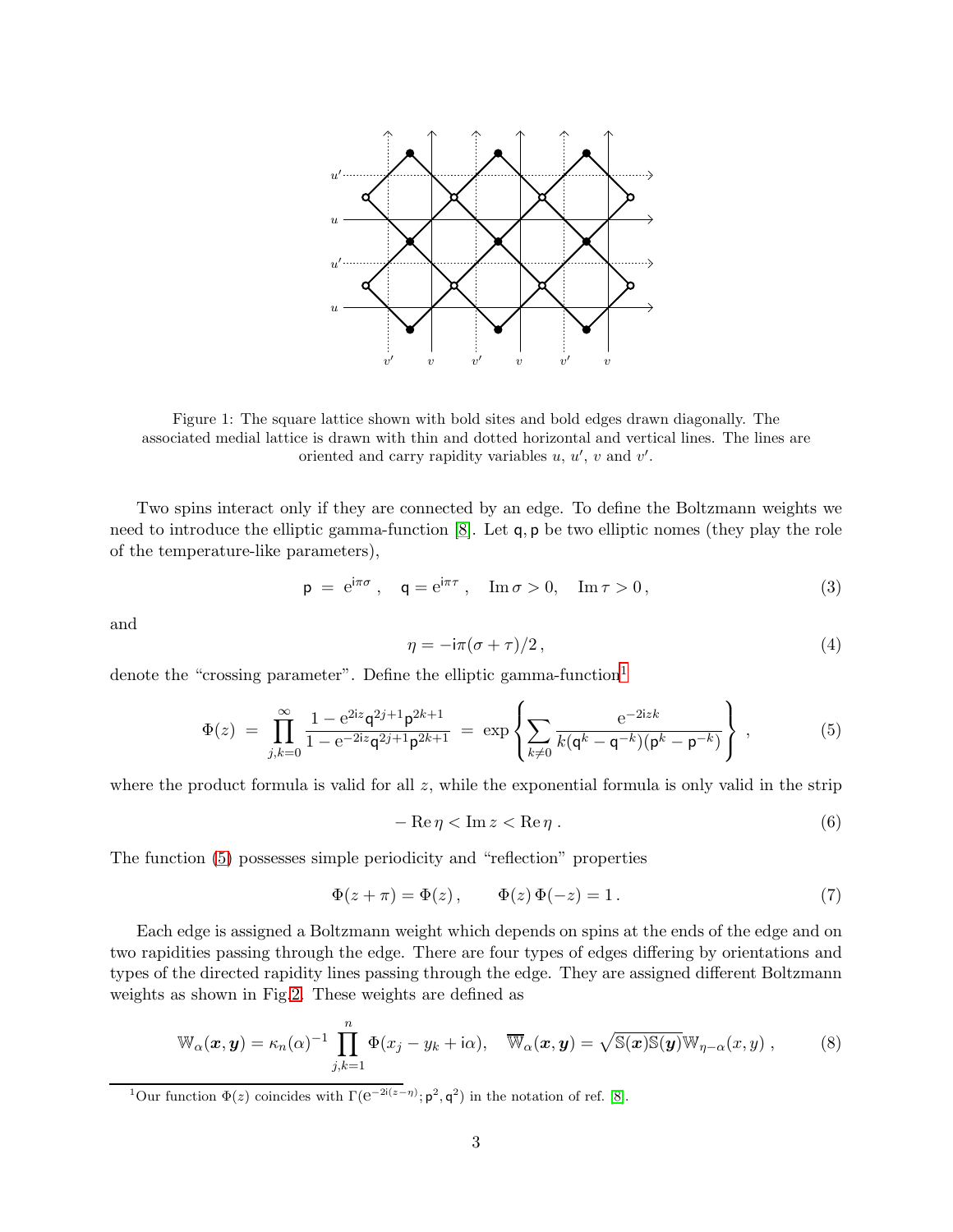Figure 1: The square lattice shown with bold sites and bold edges drawn diagonally. The associated medial lattice is drawn with thin and dotted horizontal and vertical lines. The lines are oriented and carry rapidity variables $u$, $u'$, $v$ and $v'$.

Two spins interact only if they are connected by an edge. To define the Boltzmann weights we need to introduce the elliptic gamma-function [8]. Let $\mathsf{q}, \mathsf{p}$ be two elliptic nomes (they play the role of the temperature-like parameters),

$$\mathsf{p} \;=\; \mathrm{e}^{\mathrm{i}\pi\sigma}\,, \quad \mathsf{q} = \mathrm{e}^{\mathrm{i}\pi\tau}\,, \quad \operatorname{Im}\sigma > 0, \quad \operatorname{Im}\tau > 0\,, \tag{3}$$

and

$$\eta = -\mathrm{i}\pi(\sigma+\tau)/2\,, \tag{4}$$

denote the "crossing parameter". Define the elliptic gamma-function[1]

$$\Phi(z) \;=\; \prod_{j,k=0}^{\infty} \frac{1-\mathrm{e}^{2\mathrm{i}z}\mathsf{q}^{2j+1}\mathsf{p}^{2k+1}}{1-\mathrm{e}^{-2\mathrm{i}z}\mathsf{q}^{2j+1}\mathsf{p}^{2k+1}} \;=\; \exp\left\{\sum_{k\neq 0} \frac{\mathrm{e}^{-2\mathrm{i}zk}}{k(\mathsf{q}^k-\mathsf{q}^{-k})(\mathsf{p}^k-\mathsf{p}^{-k})}\right\}\,, \tag{5}$$

where the product formula is valid for all $z$, while the exponential formula is only valid in the strip

$$-\operatorname{Re}\eta < \operatorname{Im} z < \operatorname{Re}\eta\,. \tag{6}$$

The function (5) possesses simple periodicity and "reflection" properties

$$\Phi(z+\pi) = \Phi(z)\,, \qquad \Phi(z)\,\Phi(-z) = 1\,. \tag{7}$$

Each edge is assigned a Boltzmann weight which depends on spins at the ends of the edge and on two rapidities passing through the edge. There are four types of edges differing by orientations and types of the directed rapidity lines passing through the edge. They are assigned different Boltzmann weights as shown in Fig.2. These weights are defined as

$$\mathbb{W}_\alpha(\boldsymbol{x},\boldsymbol{y}) = \kappa_n(\alpha)^{-1}\prod_{j,k=1}^{n}\Phi(x_j-y_k+\mathrm{i}\alpha), \quad \overline{\mathbb{W}}_\alpha(\boldsymbol{x},\boldsymbol{y}) = \sqrt{\mathbb{S}(\boldsymbol{x})\mathbb{S}(\boldsymbol{y})}\,\mathbb{W}_{\eta-\alpha}(x,y)\,, \tag{8}$$

[1] Our function $\Phi(z)$ coincides with $\Gamma(\mathrm{e}^{-2\mathrm{i}(z-\eta)};\mathsf{p}^2,\mathsf{q}^2)$ in the notation of ref. [8].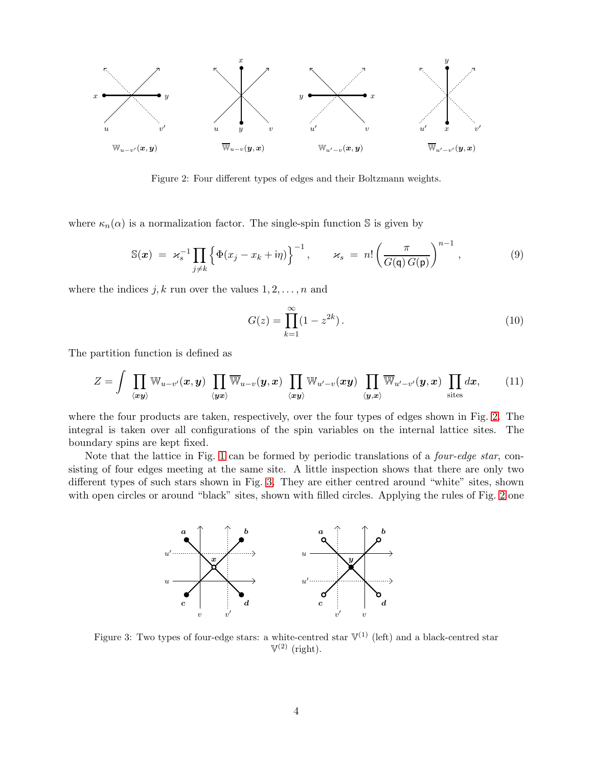Figure 2: Four different types of edges and their Boltzmann weights.

where $\kappa_n(\alpha)$ is a normalization factor. The single-spin function $\mathbb{S}$ is given by

$$\mathbb{S}(\boldsymbol{x}) \;=\; \varkappa_s^{-1} \prod_{j\neq k} \Big\{ \Phi(x_j - x_k + \mathrm{i}\eta) \Big\}^{-1}, \qquad \varkappa_s \;=\; n! \left( \frac{\pi}{G(\mathsf{q})\, G(\mathsf{p})} \right)^{n-1}, \tag{9}$$

where the indices $j, k$ run over the values $1, 2, \ldots, n$ and

$$G(z) = \prod_{k=1}^{\infty} (1 - z^{2k})\,. \tag{10}$$

The partition function is defined as

$$Z = \int \prod_{\langle \boldsymbol{x}\boldsymbol{y} \rangle} \mathbb{W}_{u-v'}(\boldsymbol{x}, \boldsymbol{y}) \prod_{\langle \boldsymbol{y}\boldsymbol{x} \rangle} \overline{\mathbb{W}}_{u-v}(\boldsymbol{y}, \boldsymbol{x}) \prod_{\langle \boldsymbol{x}\boldsymbol{y} \rangle} \mathbb{W}_{u'-v}(\boldsymbol{x}\boldsymbol{y}) \prod_{\langle \boldsymbol{y}, \boldsymbol{x} \rangle} \overline{\mathbb{W}}_{u'-v'}(\boldsymbol{y}, \boldsymbol{x}) \prod_{\text{sites}} d\boldsymbol{x}, \tag{11}$$

where the four products are taken, respectively, over the four types of edges shown in Fig. 2. The integral is taken over all configurations of the spin variables on the internal lattice sites. The boundary spins are kept fixed.

Note that the lattice in Fig. 1 can be formed by periodic translations of a *four-edge star*, consisting of four edges meeting at the same site. A little inspection shows that there are only two different types of such stars shown in Fig. 3. They are either centred around "white" sites, shown with open circles or around "black" sites, shown with filled circles. Applying the rules of Fig. 2 one

Figure 3: Two types of four-edge stars: a white-centred star $\mathbb{V}^{(1)}$ (left) and a black-centred star $\mathbb{V}^{(2)}$ (right).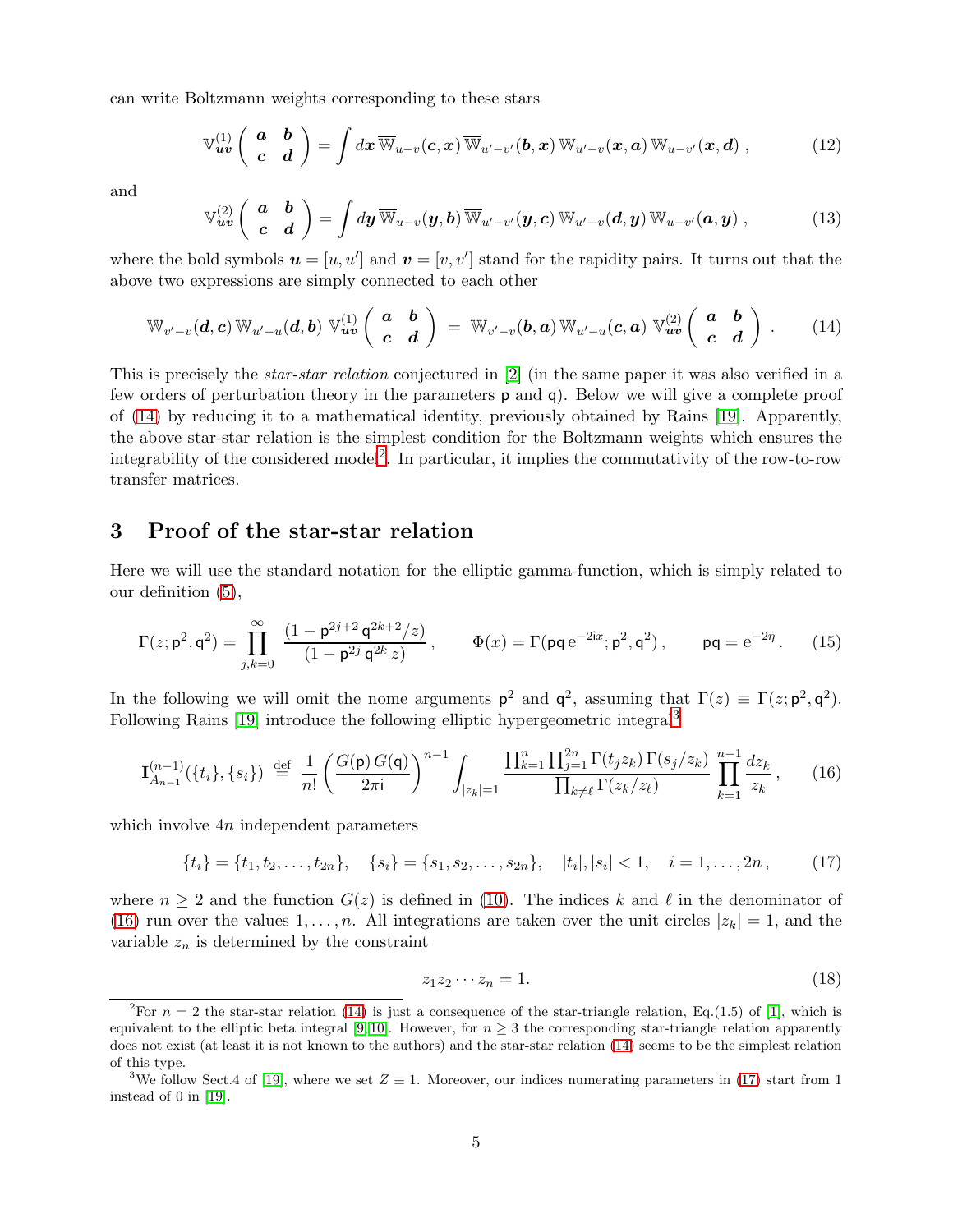can write Boltzmann weights corresponding to these stars

$$\mathbb{V}^{(1)}_{\boldsymbol{uv}}\left(\begin{array}{cc}\boldsymbol{a} & \boldsymbol{b}\\ \boldsymbol{c} & \boldsymbol{d}\end{array}\right)=\int d\boldsymbol{x}\,\overline{\mathbb{W}}_{u-v}(\boldsymbol{c},\boldsymbol{x})\,\overline{\mathbb{W}}_{u'-v'}(\boldsymbol{b},\boldsymbol{x})\,\mathbb{W}_{u'-v}(\boldsymbol{x},\boldsymbol{a})\,\mathbb{W}_{u-v'}(\boldsymbol{x},\boldsymbol{d})\,, \tag{12}$$

and

$$\mathbb{V}^{(2)}_{\boldsymbol{uv}}\left(\begin{array}{cc}\boldsymbol{a} & \boldsymbol{b}\\ \boldsymbol{c} & \boldsymbol{d}\end{array}\right)=\int d\boldsymbol{y}\,\overline{\mathbb{W}}_{u-v}(\boldsymbol{y},\boldsymbol{b})\,\overline{\mathbb{W}}_{u'-v'}(\boldsymbol{y},\boldsymbol{c})\,\mathbb{W}_{u'-v}(\boldsymbol{d},\boldsymbol{y})\,\mathbb{W}_{u-v'}(\boldsymbol{a},\boldsymbol{y})\,, \tag{13}$$

where the bold symbols $\boldsymbol{u}=[u,u']$ and $\boldsymbol{v}=[v,v']$ stand for the rapidity pairs. It turns out that the above two expressions are simply connected to each other

$$\mathbb{W}_{v'-v}(\boldsymbol{d},\boldsymbol{c})\,\mathbb{W}_{u'-u}(\boldsymbol{d},\boldsymbol{b})\;\mathbb{V}^{(1)}_{\boldsymbol{uv}}\left(\begin{array}{cc}\boldsymbol{a} & \boldsymbol{b}\\ \boldsymbol{c} & \boldsymbol{d}\end{array}\right)\;=\;\mathbb{W}_{v'-v}(\boldsymbol{b},\boldsymbol{a})\,\mathbb{W}_{u'-u}(\boldsymbol{c},\boldsymbol{a})\;\mathbb{V}^{(2)}_{\boldsymbol{uv}}\left(\begin{array}{cc}\boldsymbol{a} & \boldsymbol{b}\\ \boldsymbol{c} & \boldsymbol{d}\end{array}\right)\,. \tag{14}$$

This is precisely the *star-star relation* conjectured in [2] (in the same paper it was also verified in a few orders of perturbation theory in the parameters $\mathsf{p}$ and $\mathsf{q}$). Below we will give a complete proof of (14) by reducing it to a mathematical identity, previously obtained by Rains [19]. Apparently, the above star-star relation is the simplest condition for the Boltzmann weights which ensures the integrability of the considered model[2]. In particular, it implies the commutativity of the row-to-row transfer matrices.

## 3 Proof of the star-star relation

Here we will use the standard notation for the elliptic gamma-function, which is simply related to our definition (5),

$$\Gamma(z;\mathsf{p}^2,\mathsf{q}^2)=\prod_{j,k=0}^{\infty}\frac{(1-\mathsf{p}^{2j+2}\,\mathsf{q}^{2k+2}/z)}{(1-\mathsf{p}^{2j}\,\mathsf{q}^{2k}\,z)}\,,\qquad \Phi(x)=\Gamma(\mathsf{pq}\,\mathrm{e}^{-2\mathrm{i}x};\mathsf{p}^2,\mathsf{q}^2)\,,\qquad \mathsf{pq}=\mathrm{e}^{-2\eta}\,. \tag{15}$$

In the following we will omit the nome arguments $\mathsf{p}^2$ and $\mathsf{q}^2$, assuming that $\Gamma(z)\equiv\Gamma(z;\mathsf{p}^2,\mathsf{q}^2)$. Following Rains [19] introduce the following elliptic hypergeometric integral[3]

$$\mathbf{I}^{(n-1)}_{A_{n-1}}(\{t_i\},\{s_i\})\;\stackrel{\mathrm{def}}{=}\;\frac{1}{n!}\left(\frac{G(\mathsf{p})\,G(\mathsf{q})}{2\pi\mathsf{i}}\right)^{n-1}\int_{|z_k|=1}\frac{\prod_{k=1}^{n}\prod_{j=1}^{2n}\Gamma(t_jz_k)\,\Gamma(s_j/z_k)}{\prod_{k\neq\ell}\Gamma(z_k/z_\ell)}\prod_{k=1}^{n-1}\frac{dz_k}{z_k}\,, \tag{16}$$

which involve $4n$ independent parameters

$$\{t_i\}=\{t_1,t_2,\ldots,t_{2n}\},\quad \{s_i\}=\{s_1,s_2,\ldots,s_{2n}\},\quad |t_i|,|s_i|<1,\quad i=1,\ldots,2n\,, \tag{17}$$

where $n\geq 2$ and the function $G(z)$ is defined in (10). The indices $k$ and $\ell$ in the denominator of (16) run over the values $1,\ldots,n$. All integrations are taken over the unit circles $|z_k|=1$, and the variable $z_n$ is determined by the constraint

$$z_1z_2\cdots z_n=1. \tag{18}$$

[2] For $n=2$ the star-star relation (14) is just a consequence of the star-triangle relation, Eq.(1.5) of [1], which is equivalent to the elliptic beta integral [9,10]. However, for $n\geq 3$ the corresponding star-triangle relation apparently does not exist (at least it is not known to the authors) and the star-star relation (14) seems to be the simplest relation of this type.

[3] We follow Sect.4 of [19], where we set $Z\equiv 1$. Moreover, our indices numerating parameters in (17) start from 1 instead of 0 in [19].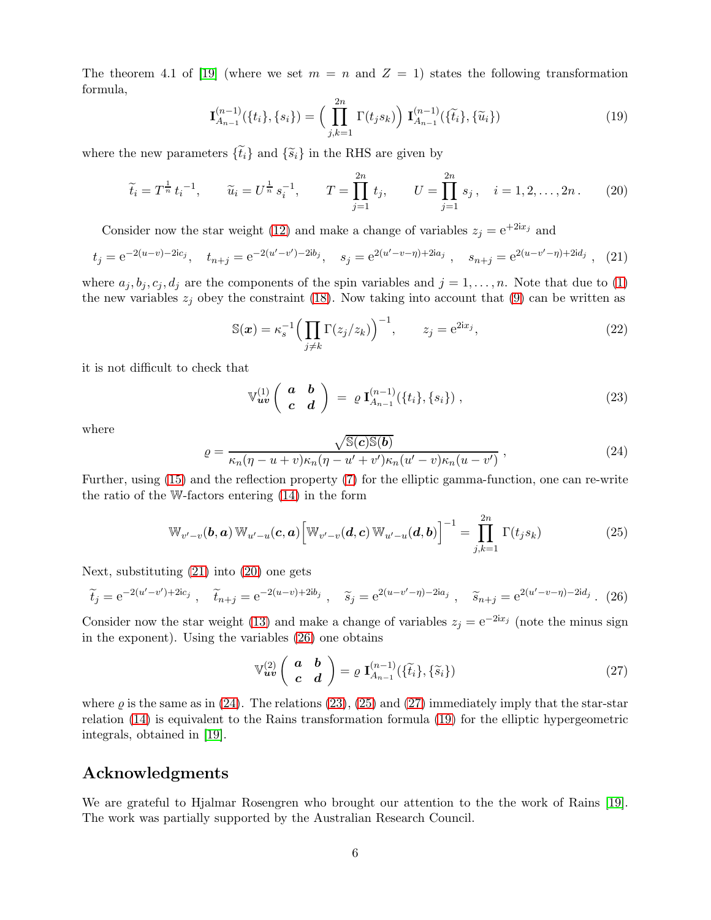The theorem 4.1 of [19] (where we set $m = n$ and $Z = 1$) states the following transformation formula,

$$\mathbf{I}^{(n-1)}_{A_{n-1}}(\{t_i\},\{s_i\}) = \Big(\prod_{j,k=1}^{2n} \Gamma(t_j s_k)\Big)\, \mathbf{I}^{(n-1)}_{A_{n-1}}(\{\widetilde{t}_i\},\{\widetilde{u}_i\}) \tag{19}$$

where the new parameters $\{\widetilde{t}_i\}$ and $\{\widetilde{s}_i\}$ in the RHS are given by

$$\widetilde{t}_i = T^{\frac{1}{n}}\, t_i^{-1}, \qquad \widetilde{u}_i = U^{\frac{1}{n}}\, s_i^{-1}, \qquad T = \prod_{j=1}^{2n} t_j, \qquad U = \prod_{j=1}^{2n} s_j\,, \quad i = 1,2,\ldots,2n\,. \tag{20}$$

Consider now the star weight (12) and make a change of variables $z_j = \mathrm{e}^{+2\mathrm{i}x_j}$ and

$$t_j = \mathrm{e}^{-2(u-v)-2\mathrm{i}c_j}, \quad t_{n+j} = \mathrm{e}^{-2(u'-v')-2\mathrm{i}b_j}, \quad s_j = \mathrm{e}^{2(u'-v-\eta)+2\mathrm{i}a_j}\ , \quad s_{n+j} = \mathrm{e}^{2(u-v'-\eta)+2\mathrm{i}d_j}\ , \tag{21}$$

where $a_j, b_j, c_j, d_j$ are the components of the spin variables and $j = 1,\ldots,n$. Note that due to (1) the new variables $z_j$ obey the constraint (18). Now taking into account that (9) can be written as

$$\mathbb{S}(\boldsymbol{x}) = \kappa_s^{-1}\Big(\prod_{j\neq k}\Gamma(z_j/z_k)\Big)^{-1}, \qquad z_j = \mathrm{e}^{2\mathrm{i}x_j}, \tag{22}$$

it is not difficult to check that

$$\mathbb{V}^{(1)}_{\boldsymbol{uv}}\left(\begin{array}{cc}\boldsymbol{a} & \boldsymbol{b}\\ \boldsymbol{c} & \boldsymbol{d}\end{array}\right) \;=\; \varrho\; \mathbf{I}^{(n-1)}_{A_{n-1}}(\{t_i\},\{s_i\})\,, \tag{23}$$

where

$$\varrho = \frac{\sqrt{\mathbb{S}(\boldsymbol{c})\mathbb{S}(\boldsymbol{b})}}{\kappa_n(\eta-u+v)\kappa_n(\eta-u'+v')\kappa_n(u'-v)\kappa_n(u-v')}\,, \tag{24}$$

Further, using (15) and the reflection property (7) for the elliptic gamma-function, one can re-write the ratio of the $\mathbb{W}$-factors entering (14) in the form

$$\mathbb{W}_{v'-v}(\boldsymbol{b},\boldsymbol{a})\,\mathbb{W}_{u'-u}(\boldsymbol{c},\boldsymbol{a})\Big[\mathbb{W}_{v'-v}(\boldsymbol{d},\boldsymbol{c})\,\mathbb{W}_{u'-u}(\boldsymbol{d},\boldsymbol{b})\Big]^{-1} = \prod_{j,k=1}^{2n}\Gamma(t_j s_k) \tag{25}$$

Next, substituting (21) into (20) one gets

$$\widetilde{t}_j = \mathrm{e}^{-2(u'-v')+2\mathrm{i}c_j}\ , \quad \widetilde{t}_{n+j} = \mathrm{e}^{-2(u-v)+2\mathrm{i}b_j}\ , \quad \widetilde{s}_j = \mathrm{e}^{2(u-v'-\eta)-2\mathrm{i}a_j}\ , \quad \widetilde{s}_{n+j} = \mathrm{e}^{2(u'-v-\eta)-2\mathrm{i}d_j}\,. \tag{26}$$

Consider now the star weight (13) and make a change of variables $z_j = \mathrm{e}^{-2\mathrm{i}x_j}$ (note the minus sign in the exponent). Using the variables (26) one obtains

$$\mathbb{V}^{(2)}_{\boldsymbol{uv}}\left(\begin{array}{cc}\boldsymbol{a} & \boldsymbol{b}\\ \boldsymbol{c} & \boldsymbol{d}\end{array}\right) = \varrho\; \mathbf{I}^{(n-1)}_{A_{n-1}}(\{\widetilde{t}_i\},\{\widetilde{s}_i\}) \tag{27}$$

where $\varrho$ is the same as in (24). The relations (23), (25) and (27) immediately imply that the star-star relation (14) is equivalent to the Rains transformation formula (19) for the elliptic hypergeometric integrals, obtained in [19].

## Acknowledgments

We are grateful to Hjalmar Rosengren who brought our attention to the the work of Rains [19]. The work was partially supported by the Australian Research Council.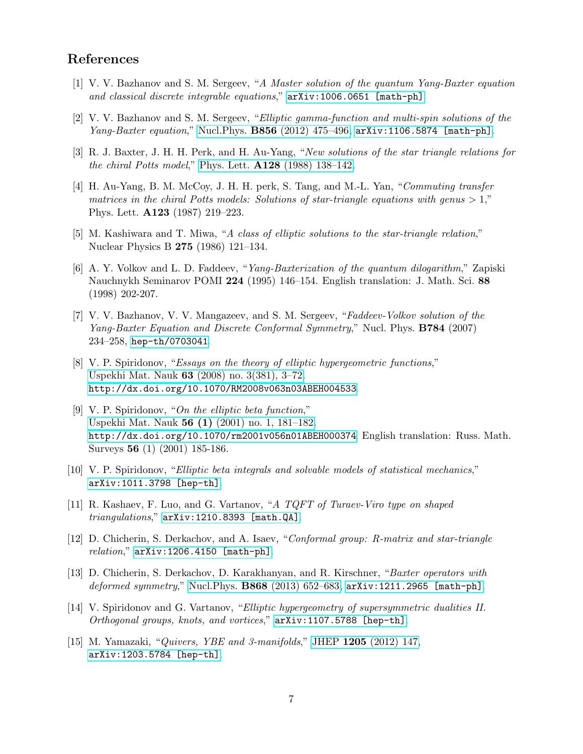## References

[1] V. V. Bazhanov and S. M. Sergeev, "*A Master solution of the quantum Yang-Baxter equation and classical discrete integrable equations*," arXiv:1006.0651 [math-ph].

[2] V. V. Bazhanov and S. M. Sergeev, "*Elliptic gamma-function and multi-spin solutions of the Yang-Baxter equation*," Nucl.Phys. **B856** (2012) 475–496, arXiv:1106.5874 [math-ph].

[3] R. J. Baxter, J. H. H. Perk, and H. Au-Yang, "*New solutions of the star triangle relations for the chiral Potts model*," Phys. Lett. **A128** (1988) 138–142.

[4] H. Au-Yang, B. M. McCoy, J. H. H. perk, S. Tang, and M.-L. Yan, "*Commuting transfer matrices in the chiral Potts models: Solutions of star-triangle equations with genus > 1*," Phys. Lett. **A123** (1987) 219–223.

[5] M. Kashiwara and T. Miwa, "*A class of elliptic solutions to the star-triangle relation*," Nuclear Physics B **275** (1986) 121–134.

[6] A. Y. Volkov and L. D. Faddeev, "*Yang-Baxterization of the quantum dilogarithm*," Zapiski Nauchnykh Seminarov POMI **224** (1995) 146–154. English translation: J. Math. Sci. **88** (1998) 202-207.

[7] V. V. Bazhanov, V. V. Mangazeev, and S. M. Sergeev, "*Faddeev-Volkov solution of the Yang-Baxter Equation and Discrete Conformal Symmetry*," Nucl. Phys. **B784** (2007) 234–258, hep-th/0703041.

[8] V. P. Spiridonov, "*Essays on the theory of elliptic hypergeometric functions*," Uspekhi Mat. Nauk **63** (2008) no. 3(381), 3–72, http://dx.doi.org/10.1070/RM2008v063n03ABEH004533.

[9] V. P. Spiridonov, "*On the elliptic beta function*," Uspekhi Mat. Nauk **56 (1)** (2001) no. 1, 181–182, http://dx.doi.org/10.1070/rm2001v056n01ABEH000374. English translation: Russ. Math. Surveys **56** (1) (2001) 185-186.

[10] V. P. Spiridonov, "*Elliptic beta integrals and solvable models of statistical mechanics*," arXiv:1011.3798 [hep-th].

[11] R. Kashaev, F. Luo, and G. Vartanov, "*A TQFT of Turaev-Viro type on shaped triangulations*," arXiv:1210.8393 [math.QA].

[12] D. Chicherin, S. Derkachov, and A. Isaev, "*Conformal group: R-matrix and star-triangle relation*," arXiv:1206.4150 [math-ph].

[13] D. Chicherin, S. Derkachov, D. Karakhanyan, and R. Kirschner, "*Baxter operators with deformed symmetry*," Nucl.Phys. **B868** (2013) 652–683, arXiv:1211.2965 [math-ph].

[14] V. Spiridonov and G. Vartanov, "*Elliptic hypergeometry of supersymmetric dualities II. Orthogonal groups, knots, and vortices*," arXiv:1107.5788 [hep-th].

[15] M. Yamazaki, "*Quivers, YBE and 3-manifolds*," JHEP **1205** (2012) 147, arXiv:1203.5784 [hep-th].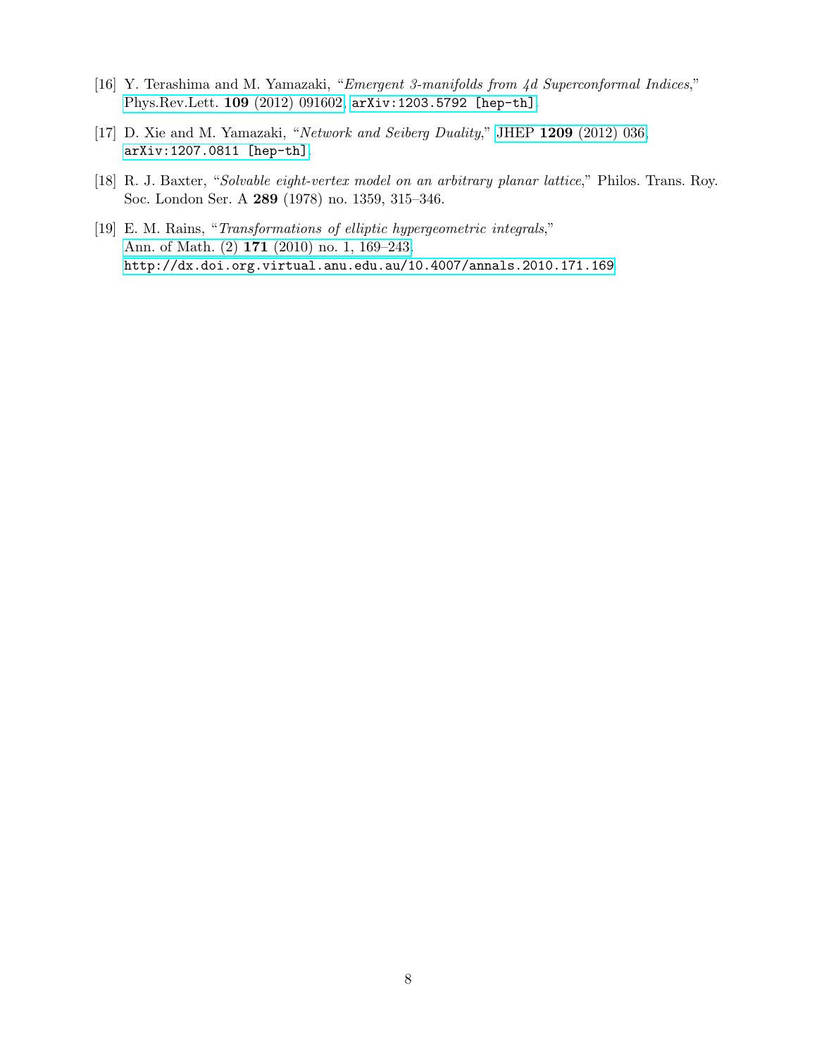[16] Y. Terashima and M. Yamazaki, "*Emergent 3-manifolds from 4d Superconformal Indices*," Phys.Rev.Lett. **109** (2012) 091602, arXiv:1203.5792 [hep-th].

[17] D. Xie and M. Yamazaki, "*Network and Seiberg Duality*," JHEP **1209** (2012) 036, arXiv:1207.0811 [hep-th].

[18] R. J. Baxter, "*Solvable eight-vertex model on an arbitrary planar lattice*," Philos. Trans. Roy. Soc. London Ser. A **289** (1978) no. 1359, 315–346.

[19] E. M. Rains, "*Transformations of elliptic hypergeometric integrals*," Ann. of Math. (2) **171** (2010) no. 1, 169–243. http://dx.doi.org.virtual.anu.edu.au/10.4007/annals.2010.171.169